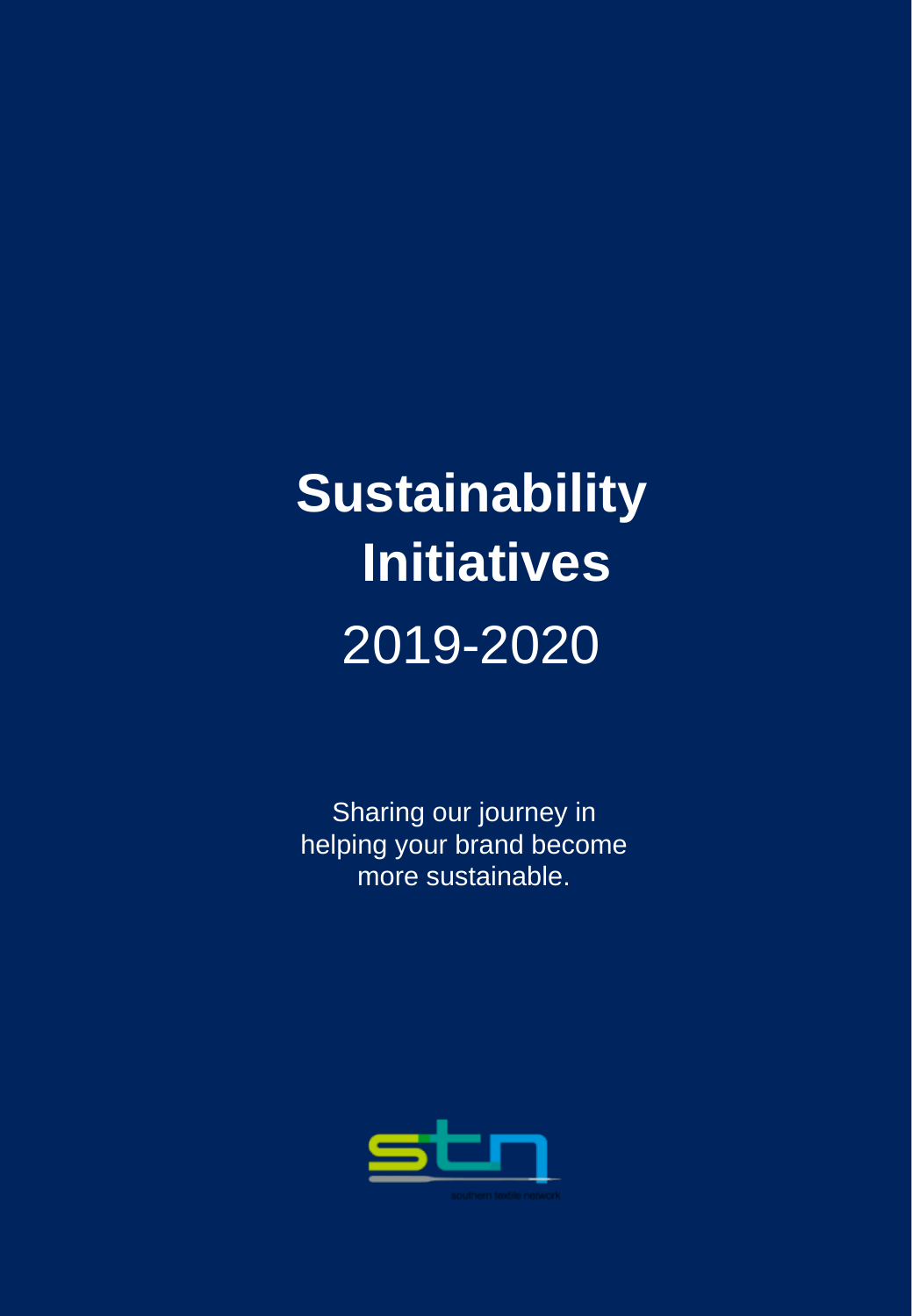# Sustainability Initiatives

2019-2020

Sharing our journey in helping your brand become more sustainable.

southern textile network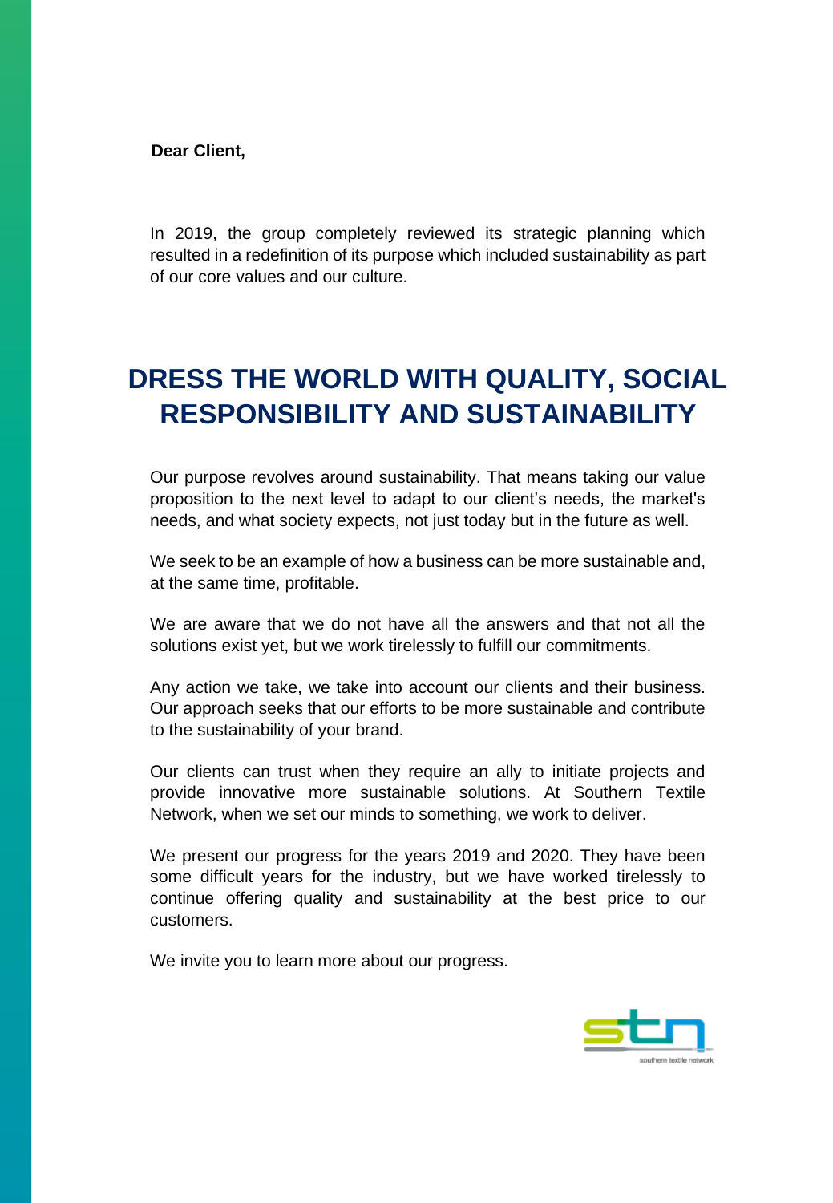**Dear Client,**

In 2019, the group completely reviewed its strategic planning which resulted in a redefinition of its purpose which included sustainability as part of our core values and our culture.

# DRESS THE WORLD WITH QUALITY, SOCIAL RESPONSIBILITY AND SUSTAINABILITY

Our purpose revolves around sustainability. That means taking our value proposition to the next level to adapt to our client's needs, the market's needs, and what society expects, not just today but in the future as well.

We seek to be an example of how a business can be more sustainable and, at the same time, profitable.

We are aware that we do not have all the answers and that not all the solutions exist yet, but we work tirelessly to fulfill our commitments.

Any action we take, we take into account our clients and their business. Our approach seeks that our efforts to be more sustainable and contribute to the sustainability of your brand.

Our clients can trust when they require an ally to initiate projects and provide innovative more sustainable solutions. At Southern Textile Network, when we set our minds to something, we work to deliver.

We present our progress for the years 2019 and 2020. They have been some difficult years for the industry, but we have worked tirelessly to continue offering quality and sustainability at the best price to our customers.

We invite you to learn more about our progress.

stn
southern textile network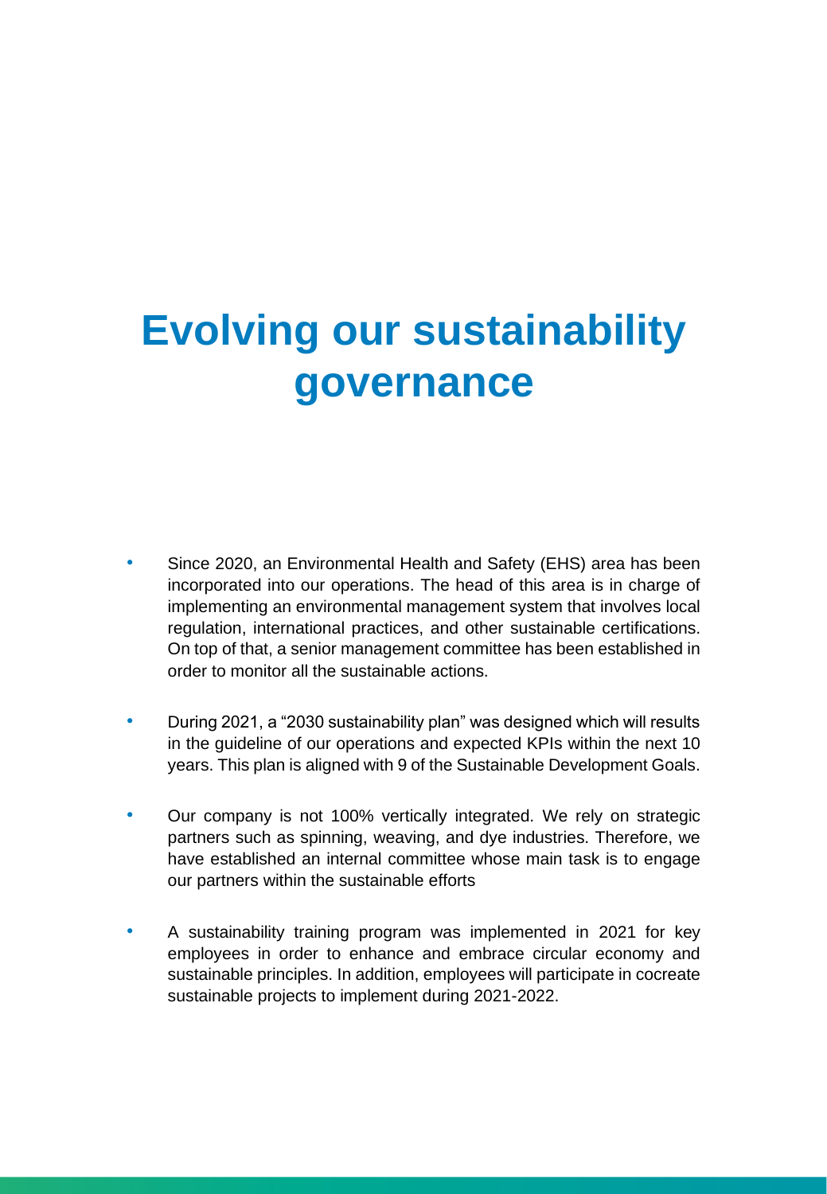# Evolving our sustainability governance

- Since 2020, an Environmental Health and Safety (EHS) area has been incorporated into our operations. The head of this area is in charge of implementing an environmental management system that involves local regulation, international practices, and other sustainable certifications. On top of that, a senior management committee has been established in order to monitor all the sustainable actions.
- During 2021, a "2030 sustainability plan" was designed which will results in the guideline of our operations and expected KPIs within the next 10 years. This plan is aligned with 9 of the Sustainable Development Goals.
- Our company is not 100% vertically integrated. We rely on strategic partners such as spinning, weaving, and dye industries. Therefore, we have established an internal committee whose main task is to engage our partners within the sustainable efforts
- A sustainability training program was implemented in 2021 for key employees in order to enhance and embrace circular economy and sustainable principles. In addition, employees will participate in cocreate sustainable projects to implement during 2021-2022.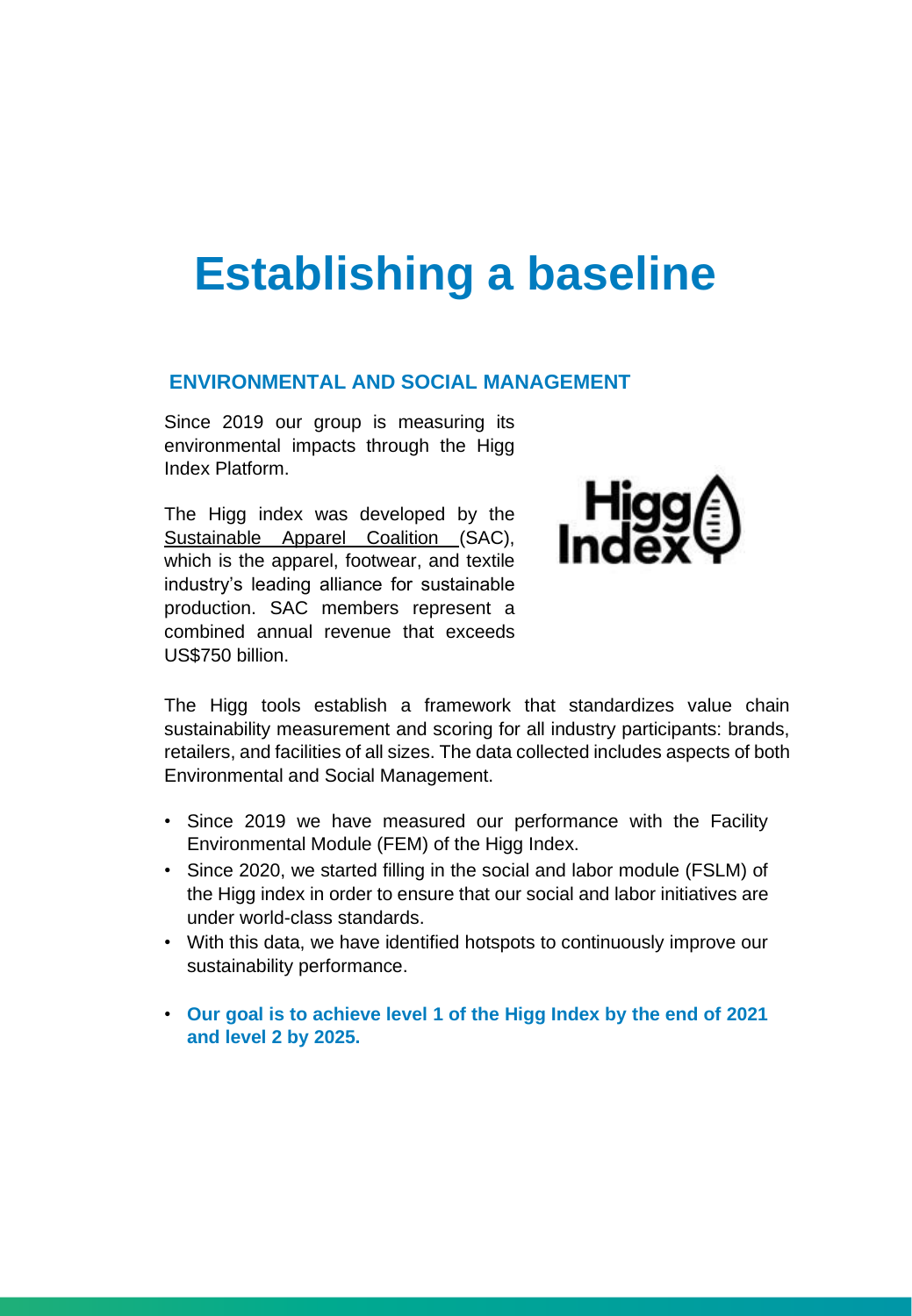# Establishing a baseline

## ENVIRONMENTAL AND SOCIAL MANAGEMENT

Since 2019 our group is measuring its environmental impacts through the Higg Index Platform.

The Higg index was developed by the Sustainable Apparel Coalition (SAC), which is the apparel, footwear, and textile industry's leading alliance for sustainable production. SAC members represent a combined annual revenue that exceeds US$750 billion.

The Higg tools establish a framework that standardizes value chain sustainability measurement and scoring for all industry participants: brands, retailers, and facilities of all sizes. The data collected includes aspects of both Environmental and Social Management.

- Since 2019 we have measured our performance with the Facility Environmental Module (FEM) of the Higg Index.
- Since 2020, we started filling in the social and labor module (FSLM) of the Higg index in order to ensure that our social and labor initiatives are under world-class standards.
- With this data, we have identified hotspots to continuously improve our sustainability performance.

- **Our goal is to achieve level 1 of the Higg Index by the end of 2021 and level 2 by 2025.**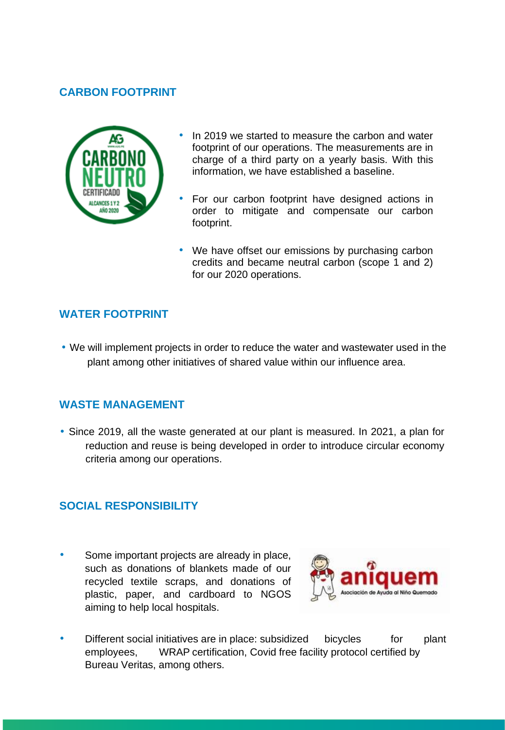## CARBON FOOTPRINT

- In 2019 we started to measure the carbon and water footprint of our operations. The measurements are in charge of a third party on a yearly basis. With this information, we have established a baseline.
- For our carbon footprint have designed actions in order to mitigate and compensate our carbon footprint.
- We have offset our emissions by purchasing carbon credits and became neutral carbon (scope 1 and 2) for our 2020 operations.

## WATER FOOTPRINT

- We will implement projects in order to reduce the water and wastewater used in the plant among other initiatives of shared value within our influence area.

## WASTE MANAGEMENT

- Since 2019, all the waste generated at our plant is measured. In 2021, a plan for reduction and reuse is being developed in order to introduce circular economy criteria among our operations.

## SOCIAL RESPONSIBILITY

- Some important projects are already in place, such as donations of blankets made of our recycled textile scraps, and donations of plastic, paper, and cardboard to NGOS aiming to help local hospitals.
- Different social initiatives are in place: subsidized bicycles for plant employees, WRAP certification, Covid free facility protocol certified by Bureau Veritas, among others.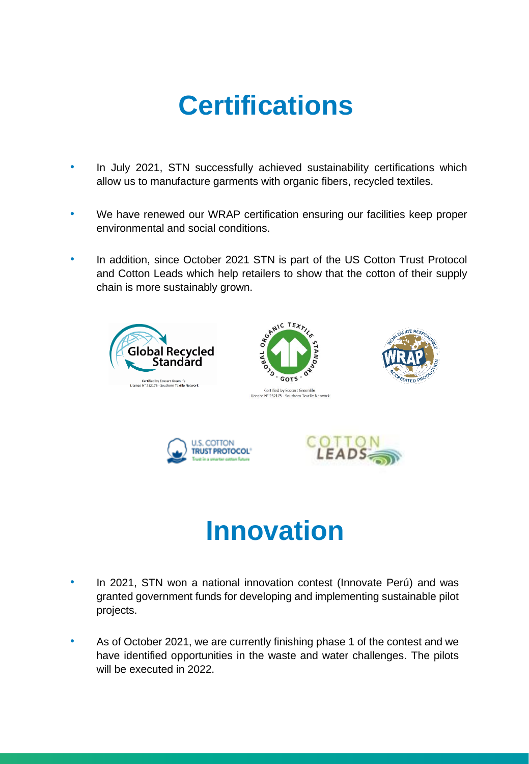# Certifications

- In July 2021, STN successfully achieved sustainability certifications which allow us to manufacture garments with organic fibers, recycled textiles.
- We have renewed our WRAP certification ensuring our facilities keep proper environmental and social conditions.
- In addition, since October 2021 STN is part of the US Cotton Trust Protocol and Cotton Leads which help retailers to show that the cotton of their supply chain is more sustainably grown.

Certified by Ecocert Greenlife
Licence N° 232175 - Southern Textile Network

Certified by Ecocert Greenlife
Licence N° 232175 - Southern Textile Network

# Innovation

- In 2021, STN won a national innovation contest (Innovate Perú) and was granted government funds for developing and implementing sustainable pilot projects.
- As of October 2021, we are currently finishing phase 1 of the contest and we have identified opportunities in the waste and water challenges. The pilots will be executed in 2022.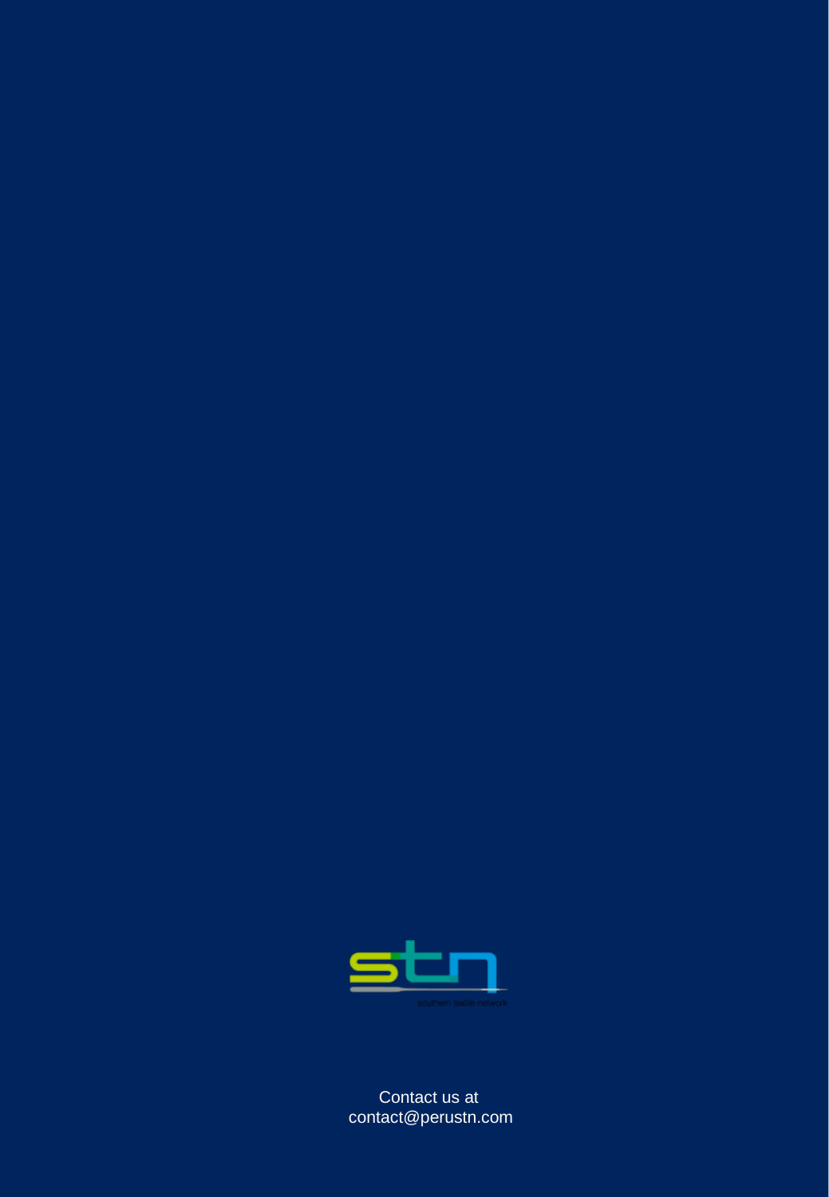stn

southern textile network

Contact us at
contact@perustn.com